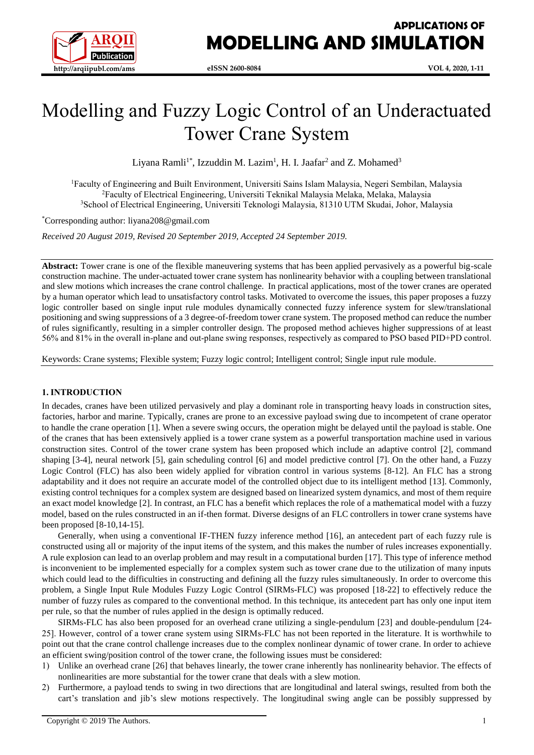# Modelling and Fuzzy Logic Control of an Underactuated Tower Crane System

Liyana Ramli[1*], Izzuddin M. Lazim[1], H. I. Jaafar[2] and Z. Mohamed[3]

[1]Faculty of Engineering and Built Environment, Universiti Sains Islam Malaysia, Negeri Sembilan, Malaysia
[2]Faculty of Electrical Engineering, Universiti Teknikal Malaysia Melaka, Melaka, Malaysia
[3]School of Electrical Engineering, Universiti Teknologi Malaysia, 81310 UTM Skudai, Johor, Malaysia

[*]Corresponding author: liyana208@gmail.com

*Received 20 August 2019, Revised 20 September 2019, Accepted 24 September 2019.*

**Abstract:** Tower crane is one of the flexible maneuvering systems that has been applied pervasively as a powerful big-scale construction machine. The under-actuated tower crane system has nonlinearity behavior with a coupling between translational and slew motions which increases the crane control challenge. In practical applications, most of the tower cranes are operated by a human operator which lead to unsatisfactory control tasks. Motivated to overcome the issues, this paper proposes a fuzzy logic controller based on single input rule modules dynamically connected fuzzy inference system for slew/translational positioning and swing suppressions of a 3 degree-of-freedom tower crane system. The proposed method can reduce the number of rules significantly, resulting in a simpler controller design. The proposed method achieves higher suppressions of at least 56% and 81% in the overall in-plane and out-plane swing responses, respectively as compared to PSO based PID+PD control.

Keywords: Crane systems; Flexible system; Fuzzy logic control; Intelligent control; Single input rule module.

## 1. INTRODUCTION

In decades, cranes have been utilized pervasively and play a dominant role in transporting heavy loads in construction sites, factories, harbor and marine. Typically, cranes are prone to an excessive payload swing due to incompetent of crane operator to handle the crane operation [1]. When a severe swing occurs, the operation might be delayed until the payload is stable. One of the cranes that has been extensively applied is a tower crane system as a powerful transportation machine used in various construction sites. Control of the tower crane system has been proposed which include an adaptive control [2], command shaping [3-4], neural network [5], gain scheduling control [6] and model predictive control [7]. On the other hand, a Fuzzy Logic Control (FLC) has also been widely applied for vibration control in various systems [8-12]. An FLC has a strong adaptability and it does not require an accurate model of the controlled object due to its intelligent method [13]. Commonly, existing control techniques for a complex system are designed based on linearized system dynamics, and most of them require an exact model knowledge [2]. In contrast, an FLC has a benefit which replaces the role of a mathematical model with a fuzzy model, based on the rules constructed in an if-then format. Diverse designs of an FLC controllers in tower crane systems have been proposed [8-10,14-15].

Generally, when using a conventional IF-THEN fuzzy inference method [16], an antecedent part of each fuzzy rule is constructed using all or majority of the input items of the system, and this makes the number of rules increases exponentially. A rule explosion can lead to an overlap problem and may result in a computational burden [17]. This type of inference method is inconvenient to be implemented especially for a complex system such as tower crane due to the utilization of many inputs which could lead to the difficulties in constructing and defining all the fuzzy rules simultaneously. In order to overcome this problem, a Single Input Rule Modules Fuzzy Logic Control (SIRMs-FLC) was proposed [18-22] to effectively reduce the number of fuzzy rules as compared to the conventional method. In this technique, its antecedent part has only one input item per rule, so that the number of rules applied in the design is optimally reduced.

SIRMs-FLC has also been proposed for an overhead crane utilizing a single-pendulum [23] and double-pendulum [24-25]. However, control of a tower crane system using SIRMs-FLC has not been reported in the literature. It is worthwhile to point out that the crane control challenge increases due to the complex nonlinear dynamic of tower crane. In order to achieve an efficient swing/position control of the tower crane, the following issues must be considered:

1) Unlike an overhead crane [26] that behaves linearly, the tower crane inherently has nonlinearity behavior. The effects of nonlinearities are more substantial for the tower crane that deals with a slew motion.
2) Furthermore, a payload tends to swing in two directions that are longitudinal and lateral swings, resulted from both the cart's translation and jib's slew motions respectively. The longitudinal swing angle can be possibly suppressed by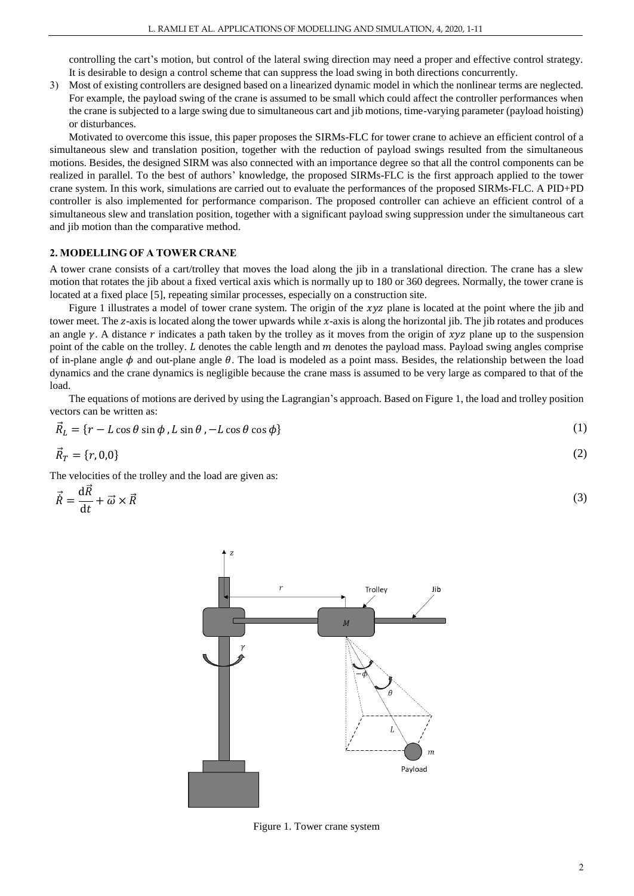controlling the cart's motion, but control of the lateral swing direction may need a proper and effective control strategy. It is desirable to design a control scheme that can suppress the load swing in both directions concurrently.

3) Most of existing controllers are designed based on a linearized dynamic model in which the nonlinear terms are neglected. For example, the payload swing of the crane is assumed to be small which could affect the controller performances when the crane is subjected to a large swing due to simultaneous cart and jib motions, time-varying parameter (payload hoisting) or disturbances.

Motivated to overcome this issue, this paper proposes the SIRMs-FLC for tower crane to achieve an efficient control of a simultaneous slew and translation position, together with the reduction of payload swings resulted from the simultaneous motions. Besides, the designed SIRM was also connected with an importance degree so that all the control components can be realized in parallel. To the best of authors' knowledge, the proposed SIRMs-FLC is the first approach applied to the tower crane system. In this work, simulations are carried out to evaluate the performances of the proposed SIRMs-FLC. A PID+PD controller is also implemented for performance comparison. The proposed controller can achieve an efficient control of a simultaneous slew and translation position, together with a significant payload swing suppression under the simultaneous cart and jib motion than the comparative method.

## 2. MODELLING OF A TOWER CRANE

A tower crane consists of a cart/trolley that moves the load along the jib in a translational direction. The crane has a slew motion that rotates the jib about a fixed vertical axis which is normally up to 180 or 360 degrees. Normally, the tower crane is located at a fixed place [5], repeating similar processes, especially on a construction site.

Figure 1 illustrates a model of tower crane system. The origin of the $xyz$ plane is located at the point where the jib and tower meet. The $z$-axis is located along the tower upwards while $x$-axis is along the horizontal jib. The jib rotates and produces an angle $\gamma$. A distance $r$ indicates a path taken by the trolley as it moves from the origin of $xyz$ plane up to the suspension point of the cable on the trolley. $L$ denotes the cable length and $m$ denotes the payload mass. Payload swing angles comprise of in-plane angle $\phi$ and out-plane angle $\theta$. The load is modeled as a point mass. Besides, the relationship between the load dynamics and the crane dynamics is negligible because the crane mass is assumed to be very large as compared to that of the load.

The equations of motions are derived by using the Lagrangian's approach. Based on Figure 1, the load and trolley position vectors can be written as:

$$\vec{R}_L = \{r - L\cos\theta\sin\phi, L\sin\theta, -L\cos\theta\cos\phi\} \tag{1}$$

$$\vec{R}_T = \{r, 0, 0\} \tag{2}$$

The velocities of the trolley and the load are given as:

$$\dot{\vec{R}} = \frac{\mathrm{d}\vec{R}}{\mathrm{d}t} + \vec{\omega} \times \vec{R} \tag{3}$$

Figure 1. Tower crane system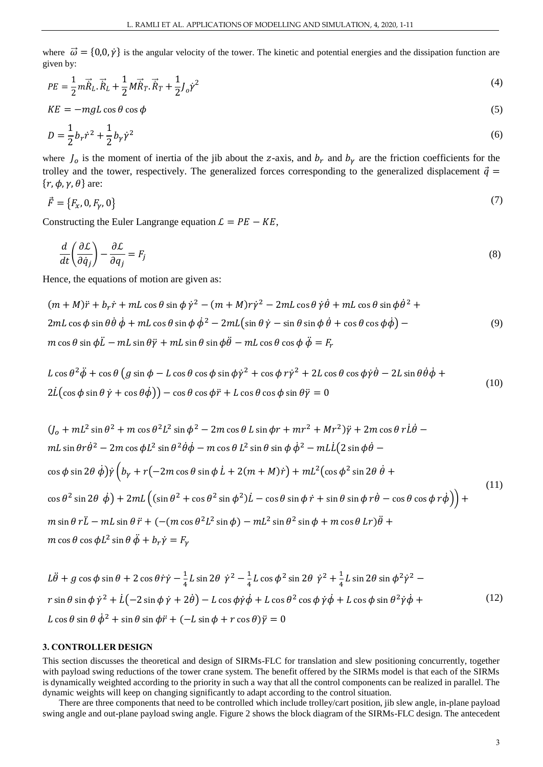where $\vec{\omega} = \{0,0,\dot{\gamma}\}$ is the angular velocity of the tower. The kinetic and potential energies and the dissipation function are given by:

$$PE = \frac{1}{2}m\vec{\dot{R}}_L.\vec{\dot{R}}_L + \frac{1}{2}M\vec{\dot{R}}_T.\vec{\dot{R}}_T + \frac{1}{2}J_o\dot{\gamma}^2 \tag{4}$$

$$KE = -mgL\cos\theta\cos\phi \tag{5}$$

$$D = \frac{1}{2}b_r\dot{r}^2 + \frac{1}{2}b_\gamma\dot{\gamma}^2 \tag{6}$$

where $J_o$ is the moment of inertia of the jib about the $z$-axis, and $b_r$ and $b_\gamma$ are the friction coefficients for the trolley and the tower, respectively. The generalized forces corresponding to the generalized displacement $\vec{q} = \{r, \phi, \gamma, \theta\}$ are:

$$\vec{F} = \{F_x, 0, F_\gamma, 0\} \tag{7}$$

Constructing the Euler Langrange equation $\mathcal{L} = PE - KE$,

$$\frac{d}{dt}\left(\frac{\partial\mathcal{L}}{\partial\dot{q}_j}\right) - \frac{\partial\mathcal{L}}{\partial q_j} = F_j \tag{8}$$

Hence, the equations of motion are given as:

$$\begin{aligned}&(m+M)\ddot{r} + b_r\dot{r} + mL\cos\theta\sin\phi\,\dot{\gamma}^2 - (m+M)r\dot{\gamma}^2 - 2mL\cos\theta\,\dot{\gamma}\dot{\theta} + mL\cos\theta\sin\phi\dot{\theta}^2 + \\ &2mL\cos\phi\sin\theta\dot{\theta}\,\dot{\phi} + mL\cos\theta\sin\phi\,\dot{\phi}^2 - 2m\dot{L}\big(\sin\theta\,\dot{\gamma} - \sin\theta\sin\phi\,\dot{\theta} + \cos\theta\cos\phi\dot{\phi}\big) - \\ &m\cos\theta\sin\phi\ddot{L} - mL\sin\theta\ddot{\gamma} + mL\sin\theta\sin\phi\ddot{\theta} - mL\cos\theta\cos\phi\,\ddot{\phi} = F_r\end{aligned} \tag{9}$$

$$\begin{aligned}&L\cos\theta^2\ddot{\phi} + \cos\theta\,\big(g\sin\phi - L\cos\theta\cos\phi\sin\phi\dot{\gamma}^2 + \cos\phi\,r\dot{\gamma}^2 + 2L\cos\theta\cos\phi\dot{\gamma}\dot{\theta} - 2L\sin\theta\dot{\theta}\dot{\phi} + \\ &2\dot{L}\big(\cos\phi\sin\theta\,\dot{\gamma} + \cos\theta\dot{\phi}\big)\big) - \cos\theta\cos\phi\ddot{r} + L\cos\theta\cos\phi\sin\theta\ddot{\gamma} = 0\end{aligned} \tag{10}$$

$$\begin{aligned}&(J_o + mL^2\sin\theta^2 + m\cos\theta^2L^2\sin\phi^2 - 2m\cos\theta\,L\sin\phi r + mr^2 + Mr^2)\ddot{\gamma} + 2m\cos\theta\,r\dot{L}\dot{\theta} - \\ &mL\sin\theta r\dot{\theta}^2 - 2m\cos\phi L^2\sin\theta^2\dot{\theta}\dot{\phi} - m\cos\theta\,L^2\sin\theta\sin\phi\,\dot{\phi}^2 - mL\dot{L}\big(2\sin\phi\dot{\theta} - \\ &\cos\phi\sin2\theta\,\dot{\phi}\big)\dot{\gamma}\Big(b_\gamma + r\big(-2m\cos\theta\sin\phi\,\dot{L} + 2(m+M)\dot{r}\big) + mL^2\big(\cos\phi^2\sin2\theta\,\dot{\theta} + \\ &\cos\theta^2\sin2\theta\,\dot{\phi}\big) + 2mL\Big(\big(\sin\theta^2 + \cos\theta^2\sin\phi^2\big)\dot{L} - \cos\theta\sin\phi\,\dot{r} + \sin\theta\sin\phi\,r\dot{\theta} - \cos\theta\cos\phi\,r\dot{\phi}\Big)\Big) + \\ &m\sin\theta\,r\ddot{L} - mL\sin\theta\,\ddot{r} + (-(m\cos\theta^2L^2\sin\phi) - mL^2\sin\theta^2\sin\phi + m\cos\theta\,Lr)\ddot{\theta} + \\ &m\cos\theta\cos\phi L^2\sin\theta\,\ddot{\phi} + b_r\dot{\gamma} = F_\gamma\end{aligned} \tag{11}$$

$$\begin{aligned}&L\ddot{\theta} + g\cos\phi\sin\theta + 2\cos\theta\dot{r}\dot{\gamma} - \tfrac{1}{4}L\sin2\theta\,\dot{\gamma}^2 - \tfrac{1}{4}L\cos\phi^2\sin2\theta\,\dot{\gamma}^2 + \tfrac{1}{4}L\sin2\theta\sin\phi^2\dot{\gamma}^2 - \\ &r\sin\theta\sin\phi\,\dot{\gamma}^2 + \dot{L}\big(-2\sin\phi\,\dot{\gamma} + 2\dot{\theta}\big) - L\cos\phi\dot{\gamma}\dot{\phi} + L\cos\theta^2\cos\phi\,\dot{\gamma}\dot{\phi} + L\cos\phi\sin\theta^2\dot{\gamma}\dot{\phi} + \\ &L\cos\theta\sin\theta\,\dot{\phi}^2 + \sin\theta\sin\phi\ddot{r} + (-L\sin\phi + r\cos\theta)\ddot{\gamma} = 0\end{aligned} \tag{12}$$

## 3. CONTROLLER DESIGN

This section discusses the theoretical and design of SIRMs-FLC for translation and slew positioning concurrently, together with payload swing reductions of the tower crane system. The benefit offered by the SIRMs model is that each of the SIRMs is dynamically weighted according to the priority in such a way that all the control components can be realized in parallel. The dynamic weights will keep on changing significantly to adapt according to the control situation.

There are three components that need to be controlled which include trolley/cart position, jib slew angle, in-plane payload swing angle and out-plane payload swing angle. Figure 2 shows the block diagram of the SIRMs-FLC design. The antecedent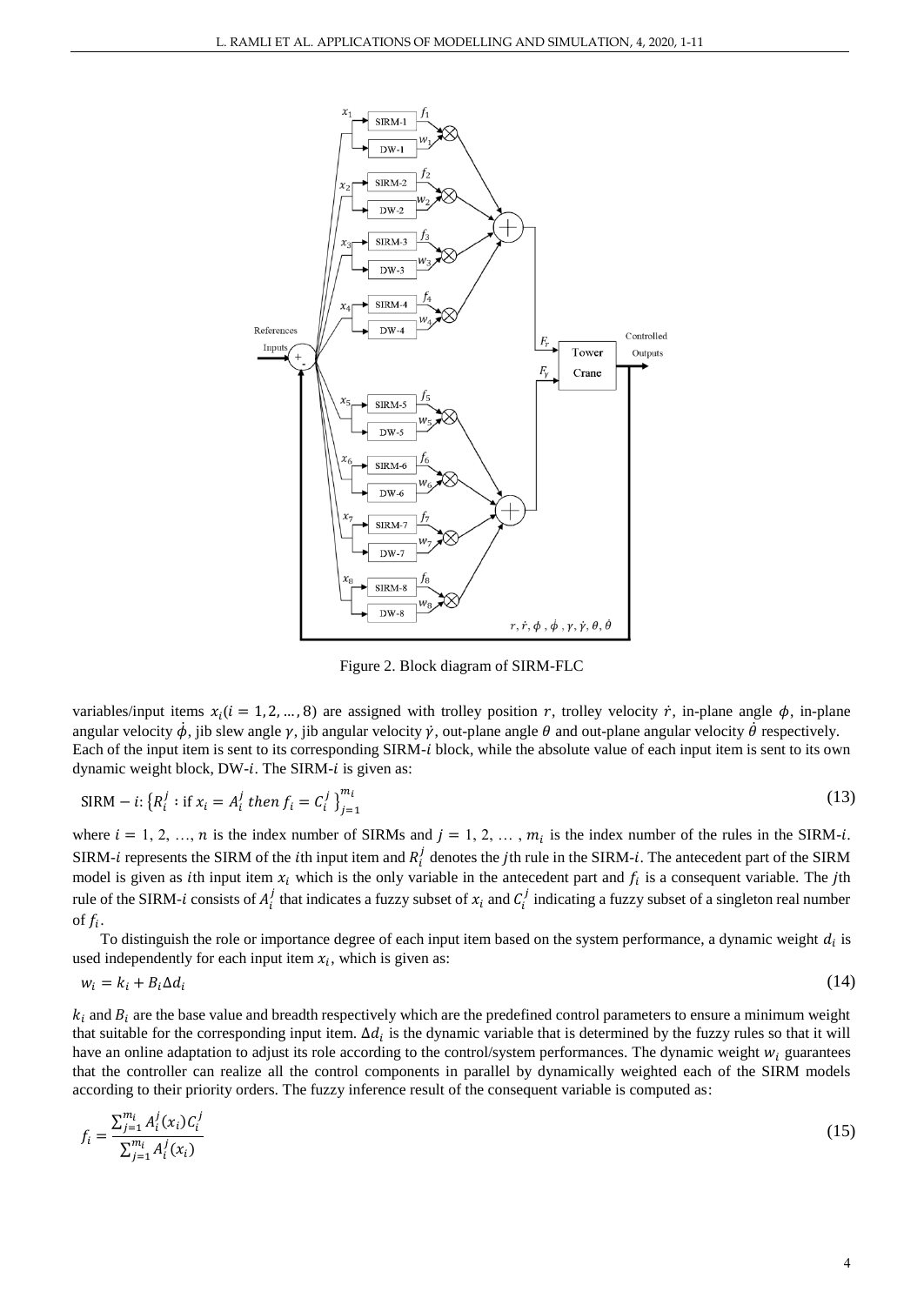Figure 2. Block diagram of SIRM-FLC

variables/input items $x_i (i = 1, 2, \ldots, 8)$ are assigned with trolley position $r$, trolley velocity $\dot{r}$, in-plane angle $\phi$, in-plane angular velocity $\dot{\phi}$, jib slew angle $\gamma$, jib angular velocity $\dot{\gamma}$, out-plane angle $\theta$ and out-plane angular velocity $\dot{\theta}$ respectively. Each of the input item is sent to its corresponding SIRM-$i$ block, while the absolute value of each input item is sent to its own dynamic weight block, DW-$i$. The SIRM-$i$ is given as:

$$\text{SIRM} - i: \left\{R_i^j : \text{if } x_i = A_i^j \text{ then } f_i = C_i^j\right\}_{j=1}^{m_i} \tag{13}$$

where $i = 1, 2, \ldots, n$ is the index number of SIRMs and $j = 1, 2, \ldots, m_i$ is the index number of the rules in the SIRM-$i$. SIRM-$i$ represents the SIRM of the $i$th input item and $R_i^j$ denotes the $j$th rule in the SIRM-$i$. The antecedent part of the SIRM model is given as $i$th input item $x_i$ which is the only variable in the antecedent part and $f_i$ is a consequent variable. The $j$th rule of the SIRM-$i$ consists of $A_i^j$ that indicates a fuzzy subset of $x_i$ and $C_i^j$ indicating a fuzzy subset of a singleton real number of $f_i$.

To distinguish the role or importance degree of each input item based on the system performance, a dynamic weight $d_i$ is used independently for each input item $x_i$, which is given as:

$$w_i = k_i + B_i \Delta d_i \tag{14}$$

$k_i$ and $B_i$ are the base value and breadth respectively which are the predefined control parameters to ensure a minimum weight that suitable for the corresponding input item. $\Delta d_i$ is the dynamic variable that is determined by the fuzzy rules so that it will have an online adaptation to adjust its role according to the control/system performances. The dynamic weight $w_i$ guarantees that the controller can realize all the control components in parallel by dynamically weighted each of the SIRM models according to their priority orders. The fuzzy inference result of the consequent variable is computed as:

$$f_i = \frac{\sum_{j=1}^{m_i} A_i^j(x_i) C_i^j}{\sum_{j=1}^{m_i} A_i^j(x_i)} \tag{15}$$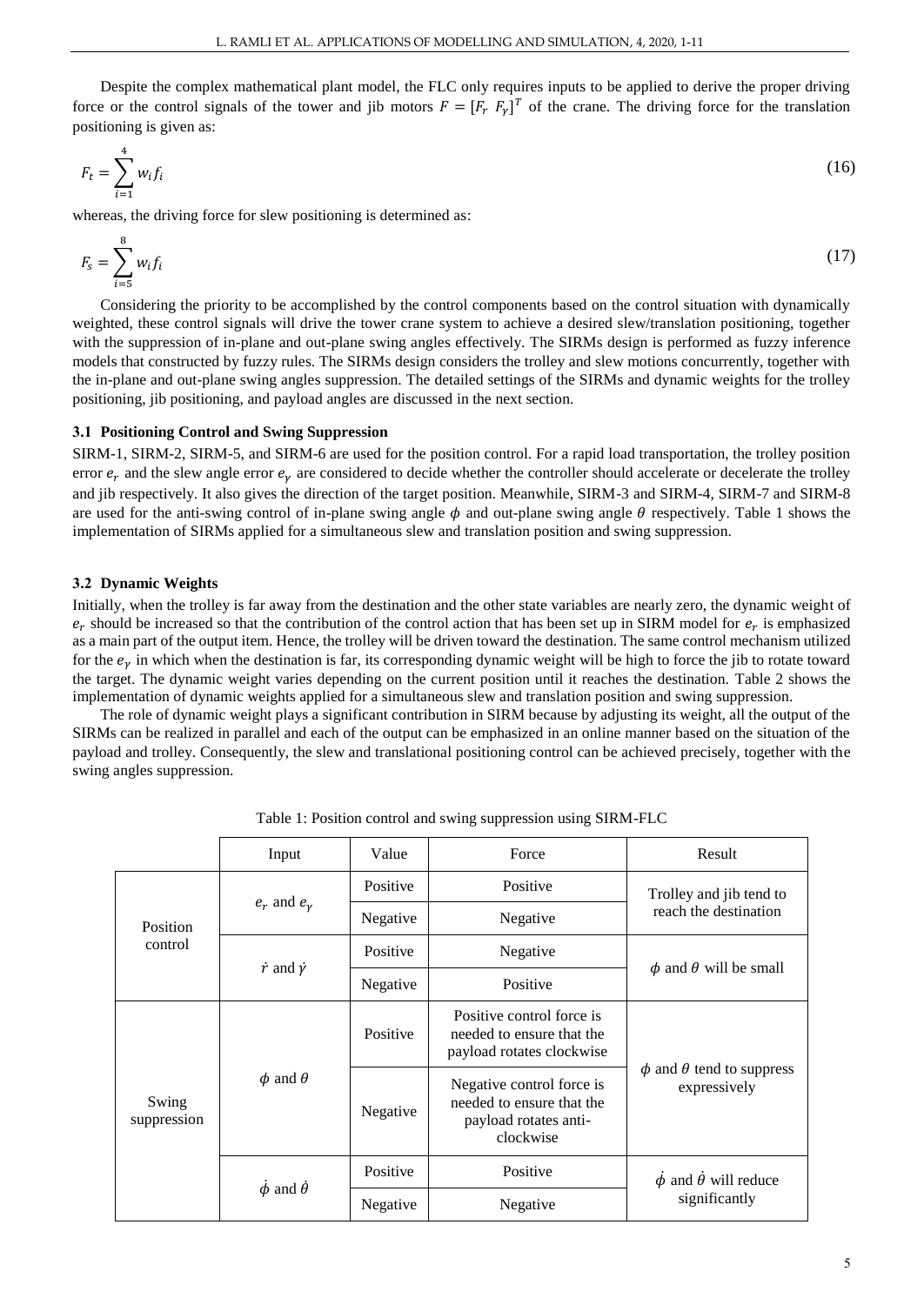Despite the complex mathematical plant model, the FLC only requires inputs to be applied to derive the proper driving force or the control signals of the tower and jib motors $F = [F_r \; F_\gamma]^T$ of the crane. The driving force for the translation positioning is given as:

$$F_t = \sum_{i=1}^{4} w_i f_i \tag{16}$$

whereas, the driving force for slew positioning is determined as:

$$F_s = \sum_{i=5}^{8} w_i f_i \tag{17}$$

Considering the priority to be accomplished by the control components based on the control situation with dynamically weighted, these control signals will drive the tower crane system to achieve a desired slew/translation positioning, together with the suppression of in-plane and out-plane swing angles effectively. The SIRMs design is performed as fuzzy inference models that constructed by fuzzy rules. The SIRMs design considers the trolley and slew motions concurrently, together with the in-plane and out-plane swing angles suppression. The detailed settings of the SIRMs and dynamic weights for the trolley positioning, jib positioning, and payload angles are discussed in the next section.

### 3.1 Positioning Control and Swing Suppression

SIRM-1, SIRM-2, SIRM-5, and SIRM-6 are used for the position control. For a rapid load transportation, the trolley position error $e_r$ and the slew angle error $e_\gamma$ are considered to decide whether the controller should accelerate or decelerate the trolley and jib respectively. It also gives the direction of the target position. Meanwhile, SIRM-3 and SIRM-4, SIRM-7 and SIRM-8 are used for the anti-swing control of in-plane swing angle $\phi$ and out-plane swing angle $\theta$ respectively. Table 1 shows the implementation of SIRMs applied for a simultaneous slew and translation position and swing suppression.

### 3.2 Dynamic Weights

Initially, when the trolley is far away from the destination and the other state variables are nearly zero, the dynamic weight of $e_r$ should be increased so that the contribution of the control action that has been set up in SIRM model for $e_r$ is emphasized as a main part of the output item. Hence, the trolley will be driven toward the destination. The same control mechanism utilized for the $e_\gamma$ in which when the destination is far, its corresponding dynamic weight will be high to force the jib to rotate toward the target. The dynamic weight varies depending on the current position until it reaches the destination. Table 2 shows the implementation of dynamic weights applied for a simultaneous slew and translation position and swing suppression.

The role of dynamic weight plays a significant contribution in SIRM because by adjusting its weight, all the output of the SIRMs can be realized in parallel and each of the output can be emphasized in an online manner based on the situation of the payload and trolley. Consequently, the slew and translational positioning control can be achieved precisely, together with the swing angles suppression.

Table 1: Position control and swing suppression using SIRM-FLC

| | Input | Value | Force | Result |
|---|---|---|---|---|
| Position control | $e_r$ and $e_\gamma$ | Positive | Positive | Trolley and jib tend to reach the destination |
| | | Negative | Negative | |
| | $\dot{r}$ and $\dot{\gamma}$ | Positive | Negative | $\phi$ and $\theta$ will be small |
| | | Negative | Positive | |
| Swing suppression | $\phi$ and $\theta$ | Positive | Positive control force is needed to ensure that the payload rotates clockwise | $\phi$ and $\theta$ tend to suppress expressively |
| | | Negative | Negative control force is needed to ensure that the payload rotates anti-clockwise | |
| | $\dot{\phi}$ and $\dot{\theta}$ | Positive | Positive | $\dot{\phi}$ and $\dot{\theta}$ will reduce significantly |
| | | Negative | Negative | |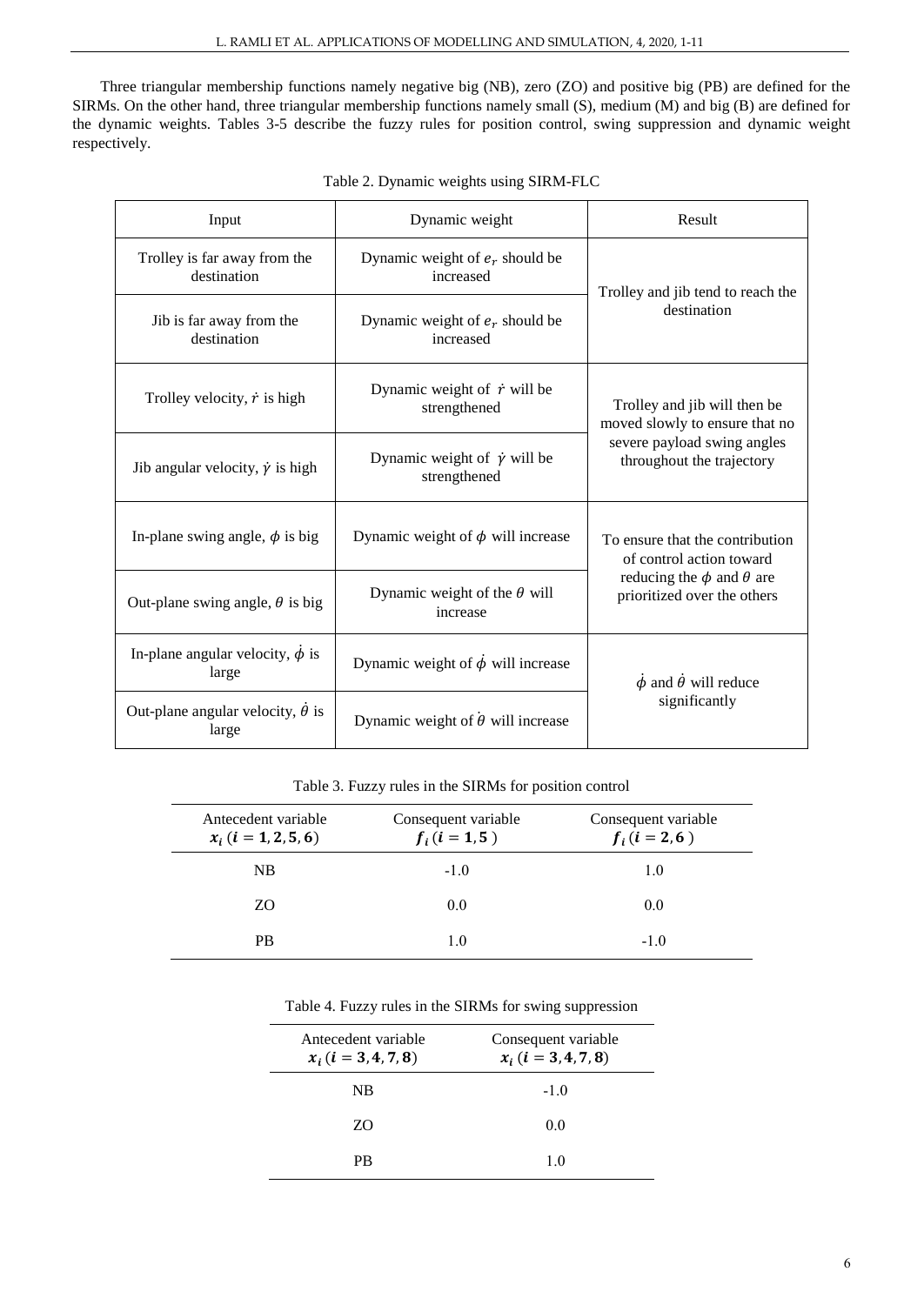Three triangular membership functions namely negative big (NB), zero (ZO) and positive big (PB) are defined for the SIRMs. On the other hand, three triangular membership functions namely small (S), medium (M) and big (B) are defined for the dynamic weights. Tables 3-5 describe the fuzzy rules for position control, swing suppression and dynamic weight respectively.

Table 2. Dynamic weights using SIRM-FLC

| Input | Dynamic weight | Result |
|---|---|---|
| Trolley is far away from the destination | Dynamic weight of $e_r$ should be increased | Trolley and jib tend to reach the destination |
| Jib is far away from the destination | Dynamic weight of $e_r$ should be increased | |
| Trolley velocity, $\dot{r}$ is high | Dynamic weight of $\dot{r}$ will be strengthened | Trolley and jib will then be moved slowly to ensure that no severe payload swing angles throughout the trajectory |
| Jib angular velocity, $\dot{\gamma}$ is high | Dynamic weight of $\dot{\gamma}$ will be strengthened | |
| In-plane swing angle, $\phi$ is big | Dynamic weight of $\phi$ will increase | To ensure that the contribution of control action toward reducing the $\phi$ and $\theta$ are prioritized over the others |
| Out-plane swing angle, $\theta$ is big | Dynamic weight of the $\theta$ will increase | |
| In-plane angular velocity, $\dot{\phi}$ is large | Dynamic weight of $\dot{\phi}$ will increase | $\dot{\phi}$ and $\dot{\theta}$ will reduce significantly |
| Out-plane angular velocity, $\dot{\theta}$ is large | Dynamic weight of $\dot{\theta}$ will increase | |

Table 3. Fuzzy rules in the SIRMs for position control

| Antecedent variable $x_i\ (i = 1, 2, 5, 6)$ | Consequent variable $f_i\ (i = 1, 5)$ | Consequent variable $f_i\ (i = 2, 6)$ |
|---|---|---|
| NB | -1.0 | 1.0 |
| ZO | 0.0 | 0.0 |
| PB | 1.0 | -1.0 |

Table 4. Fuzzy rules in the SIRMs for swing suppression

| Antecedent variable $x_i\ (i = 3, 4, 7, 8)$ | Consequent variable $x_i\ (i = 3, 4, 7, 8)$ |
|---|---|
| NB | -1.0 |
| ZO | 0.0 |
| PB | 1.0 |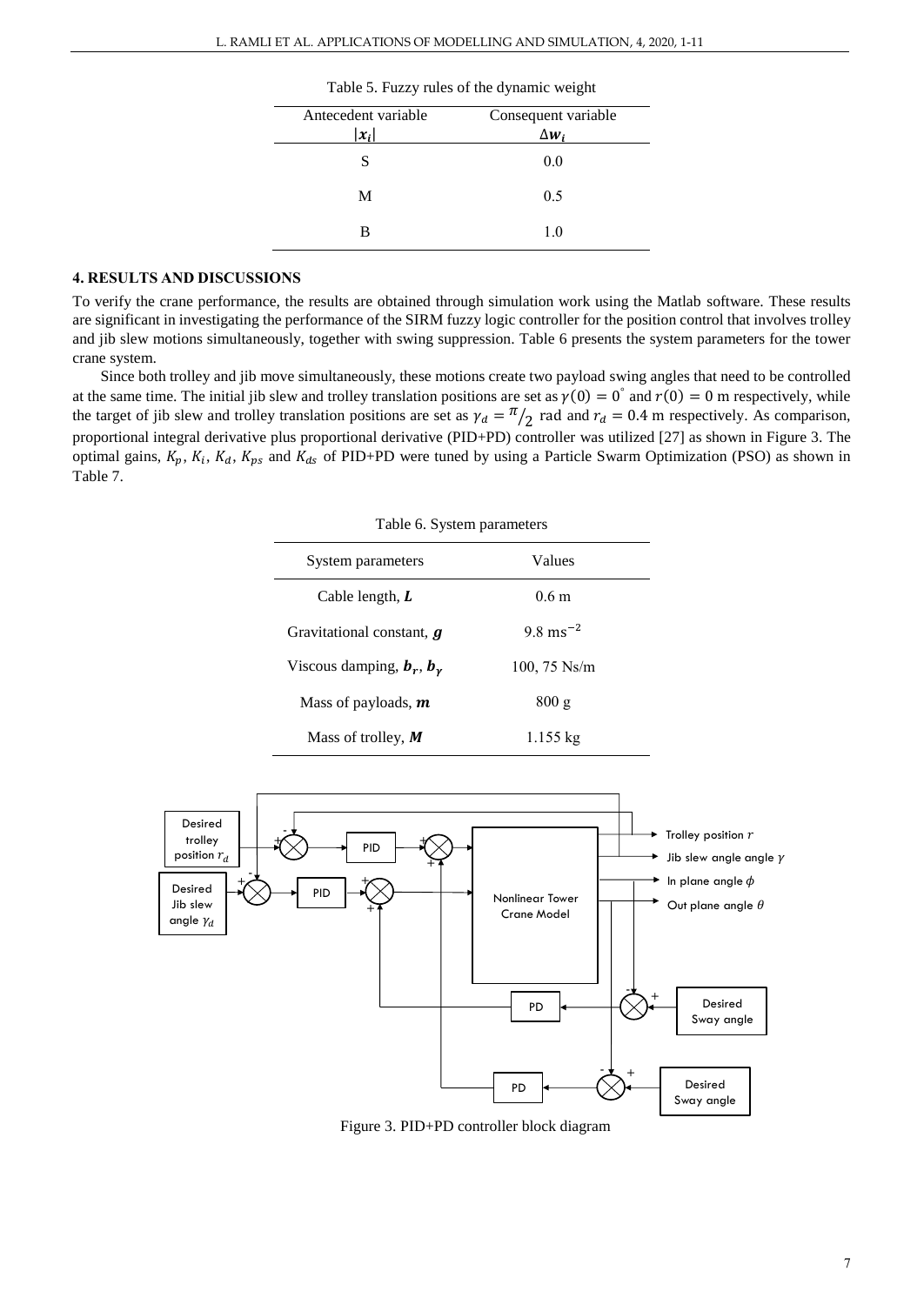Table 5. Fuzzy rules of the dynamic weight

| Antecedent variable $\|x_i\|$ | Consequent variable $\Delta w_i$ |
|---|---|
| S | 0.0 |
| M | 0.5 |
| B | 1.0 |

## 4. RESULTS AND DISCUSSIONS

To verify the crane performance, the results are obtained through simulation work using the Matlab software. These results are significant in investigating the performance of the SIRM fuzzy logic controller for the position control that involves trolley and jib slew motions simultaneously, together with swing suppression. Table 6 presents the system parameters for the tower crane system.

Since both trolley and jib move simultaneously, these motions create two payload swing angles that need to be controlled at the same time. The initial jib slew and trolley translation positions are set as $\gamma(0) = 0^{\circ}$ and $r(0) = 0$ m respectively, while the target of jib slew and trolley translation positions are set as $\gamma_d = \pi/2$ rad and $r_d = 0.4$ m respectively. As comparison, proportional integral derivative plus proportional derivative (PID+PD) controller was utilized [27] as shown in Figure 3. The optimal gains, $K_p$, $K_i$, $K_d$, $K_{ps}$ and $K_{ds}$ of PID+PD were tuned by using a Particle Swarm Optimization (PSO) as shown in Table 7.

Table 6. System parameters

| System parameters | Values |
|---|---|
| Cable length, $\boldsymbol{L}$ | 0.6 m |
| Gravitational constant, $\boldsymbol{g}$ | 9.8 $\text{ms}^{-2}$ |
| Viscous damping, $\boldsymbol{b_r}$, $\boldsymbol{b_\gamma}$ | 100, 75 Ns/m |
| Mass of payloads, $\boldsymbol{m}$ | 800 g |
| Mass of trolley, $\boldsymbol{M}$ | 1.155 kg |

Figure 3. PID+PD controller block diagram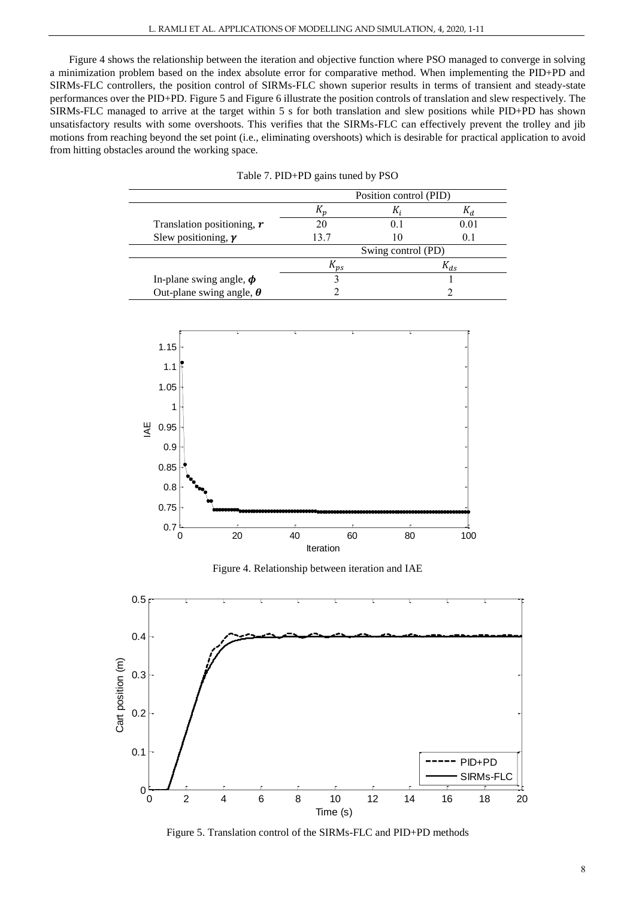Figure 4 shows the relationship between the iteration and objective function where PSO managed to converge in solving a minimization problem based on the index absolute error for comparative method. When implementing the PID+PD and SIRMs-FLC controllers, the position control of SIRMs-FLC shown superior results in terms of transient and steady-state performances over the PID+PD. Figure 5 and Figure 6 illustrate the position controls of translation and slew respectively. The SIRMs-FLC managed to arrive at the target within 5 s for both translation and slew positions while PID+PD has shown unsatisfactory results with some overshoots. This verifies that the SIRMs-FLC can effectively prevent the trolley and jib motions from reaching beyond the set point (i.e., eliminating overshoots) which is desirable for practical application to avoid from hitting obstacles around the working space.

Table 7. PID+PD gains tuned by PSO

| | Position control (PID) | | |
|---|---|---|---|
| | $K_p$ | $K_i$ | $K_d$ |
| Translation positioning, $\boldsymbol{r}$ | 20 | 0.1 | 0.01 |
| Slew positioning, $\boldsymbol{\gamma}$ | 13.7 | 10 | 0.1 |
| | Swing control (PD) | | |
| | $K_{ps}$ | | $K_{ds}$ |
| In-plane swing angle, $\boldsymbol{\phi}$ | 3 | | 1 |
| Out-plane swing angle, $\boldsymbol{\theta}$ | 2 | | 2 |

Figure 4. Relationship between iteration and IAE

Figure 5. Translation control of the SIRMs-FLC and PID+PD methods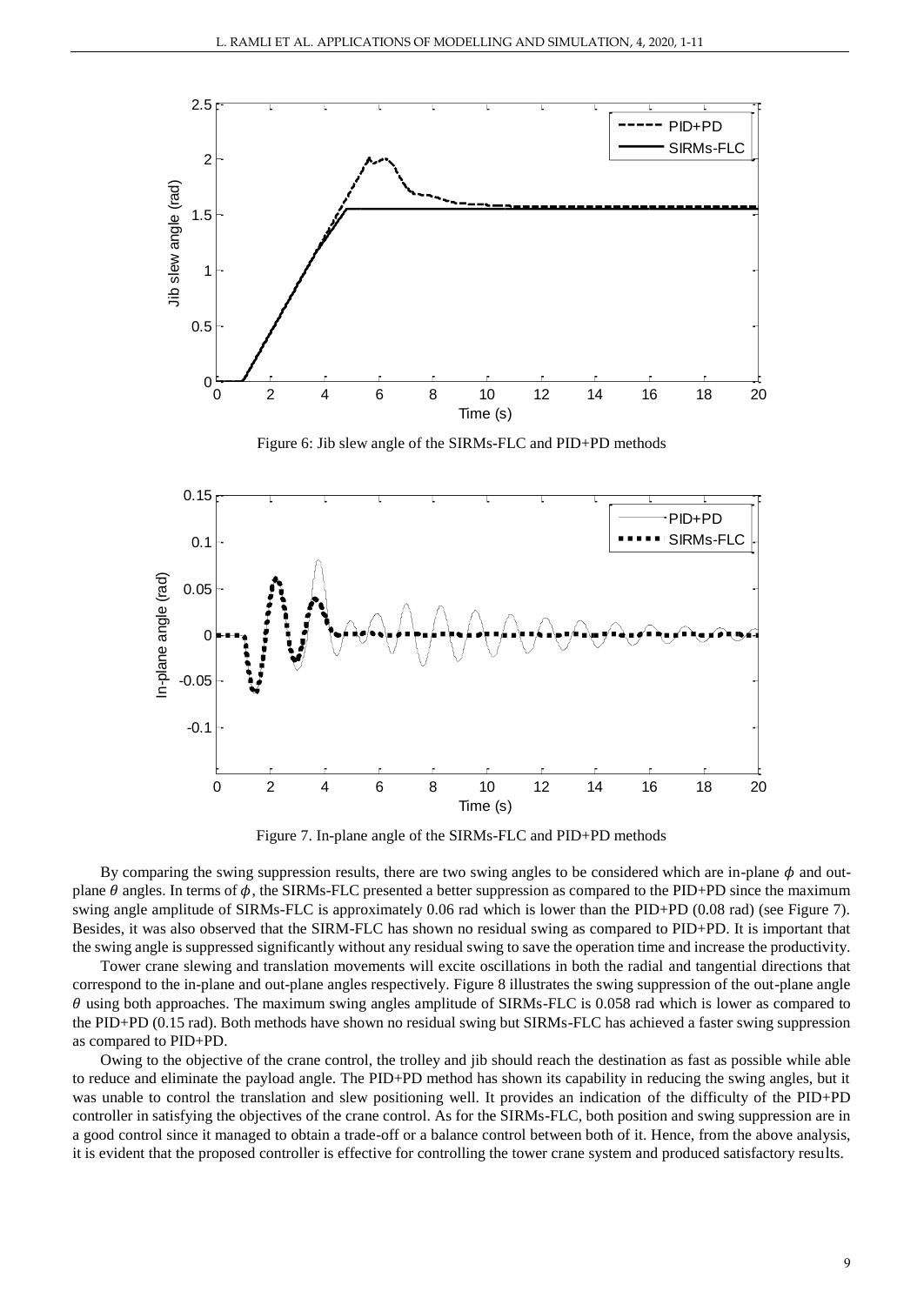Figure 6: Jib slew angle of the SIRMs-FLC and PID+PD methods

Figure 7. In-plane angle of the SIRMs-FLC and PID+PD methods

By comparing the swing suppression results, there are two swing angles to be considered which are in-plane $\phi$ and out-plane $\theta$ angles. In terms of $\phi$, the SIRMs-FLC presented a better suppression as compared to the PID+PD since the maximum swing angle amplitude of SIRMs-FLC is approximately 0.06 rad which is lower than the PID+PD (0.08 rad) (see Figure 7). Besides, it was also observed that the SIRM-FLC has shown no residual swing as compared to PID+PD. It is important that the swing angle is suppressed significantly without any residual swing to save the operation time and increase the productivity.

Tower crane slewing and translation movements will excite oscillations in both the radial and tangential directions that correspond to the in-plane and out-plane angles respectively. Figure 8 illustrates the swing suppression of the out-plane angle $\theta$ using both approaches. The maximum swing angles amplitude of SIRMs-FLC is 0.058 rad which is lower as compared to the PID+PD (0.15 rad). Both methods have shown no residual swing but SIRMs-FLC has achieved a faster swing suppression as compared to PID+PD.

Owing to the objective of the crane control, the trolley and jib should reach the destination as fast as possible while able to reduce and eliminate the payload angle. The PID+PD method has shown its capability in reducing the swing angles, but it was unable to control the translation and slew positioning well. It provides an indication of the difficulty of the PID+PD controller in satisfying the objectives of the crane control. As for the SIRMs-FLC, both position and swing suppression are in a good control since it managed to obtain a trade-off or a balance control between both of it. Hence, from the above analysis, it is evident that the proposed controller is effective for controlling the tower crane system and produced satisfactory results.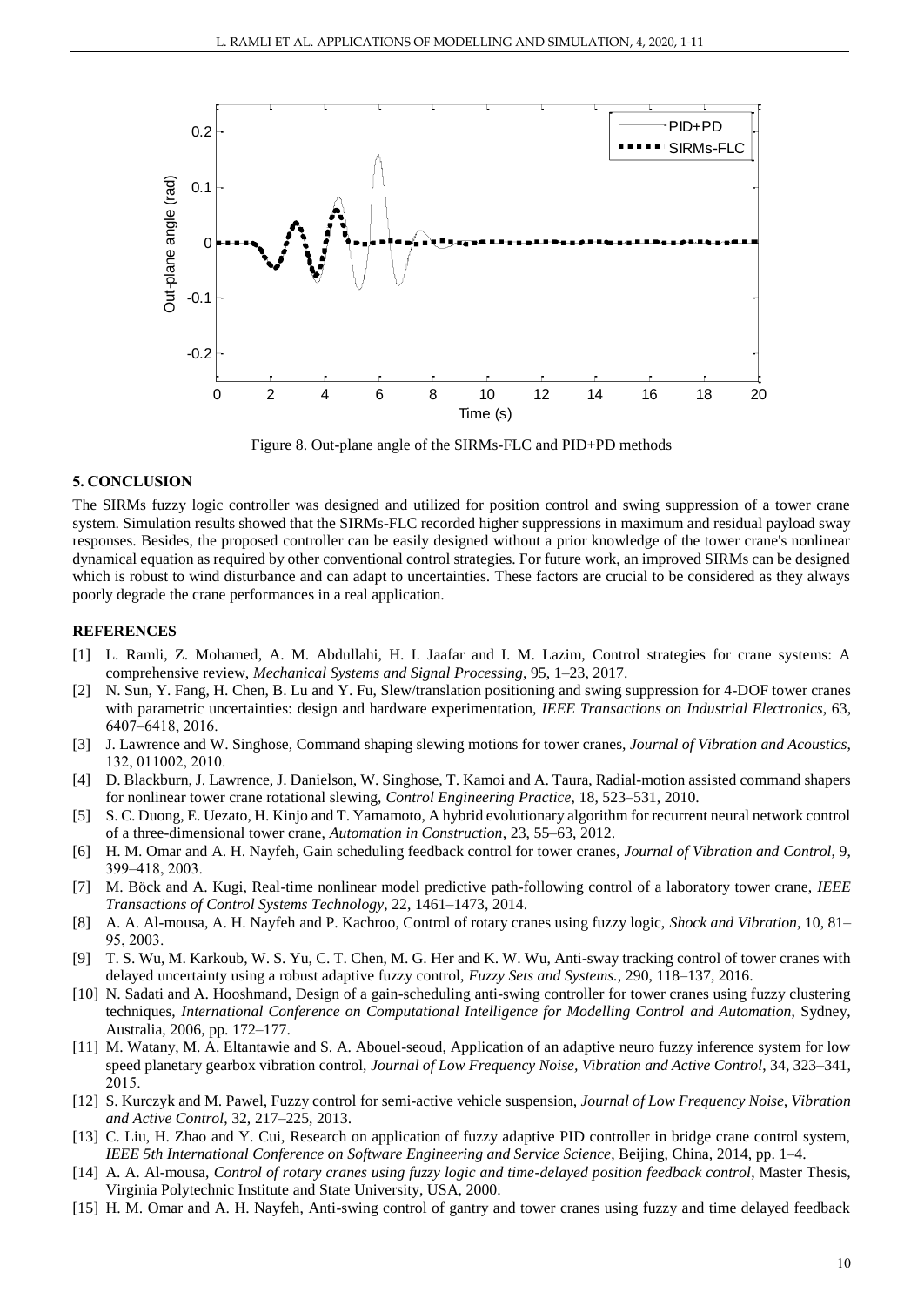Figure 8. Out-plane angle of the SIRMs-FLC and PID+PD methods

## 5. CONCLUSION

The SIRMs fuzzy logic controller was designed and utilized for position control and swing suppression of a tower crane system. Simulation results showed that the SIRMs-FLC recorded higher suppressions in maximum and residual payload sway responses. Besides, the proposed controller can be easily designed without a prior knowledge of the tower crane's nonlinear dynamical equation as required by other conventional control strategies. For future work, an improved SIRMs can be designed which is robust to wind disturbance and can adapt to uncertainties. These factors are crucial to be considered as they always poorly degrade the crane performances in a real application.

## REFERENCES

[1] L. Ramli, Z. Mohamed, A. M. Abdullahi, H. I. Jaafar and I. M. Lazim, Control strategies for crane systems: A comprehensive review, *Mechanical Systems and Signal Processing*, 95, 1–23, 2017.

[2] N. Sun, Y. Fang, H. Chen, B. Lu and Y. Fu, Slew/translation positioning and swing suppression for 4-DOF tower cranes with parametric uncertainties: design and hardware experimentation, *IEEE Transactions on Industrial Electronics*, 63, 6407–6418, 2016.

[3] J. Lawrence and W. Singhose, Command shaping slewing motions for tower cranes, *Journal of Vibration and Acoustics*, 132, 011002, 2010.

[4] D. Blackburn, J. Lawrence, J. Danielson, W. Singhose, T. Kamoi and A. Taura, Radial-motion assisted command shapers for nonlinear tower crane rotational slewing, *Control Engineering Practice*, 18, 523–531, 2010.

[5] S. C. Duong, E. Uezato, H. Kinjo and T. Yamamoto, A hybrid evolutionary algorithm for recurrent neural network control of a three-dimensional tower crane, *Automation in Construction*, 23, 55–63, 2012.

[6] H. M. Omar and A. H. Nayfeh, Gain scheduling feedback control for tower cranes, *Journal of Vibration and Control*, 9, 399–418, 2003.

[7] M. Böck and A. Kugi, Real-time nonlinear model predictive path-following control of a laboratory tower crane, *IEEE Transactions of Control Systems Technology*, 22, 1461–1473, 2014.

[8] A. A. Al-mousa, A. H. Nayfeh and P. Kachroo, Control of rotary cranes using fuzzy logic, *Shock and Vibration*, 10, 81–95, 2003.

[9] T. S. Wu, M. Karkoub, W. S. Yu, C. T. Chen, M. G. Her and K. W. Wu, Anti-sway tracking control of tower cranes with delayed uncertainty using a robust adaptive fuzzy control, *Fuzzy Sets and Systems.*, 290, 118–137, 2016.

[10] N. Sadati and A. Hooshmand, Design of a gain-scheduling anti-swing controller for tower cranes using fuzzy clustering techniques, *International Conference on Computational Intelligence for Modelling Control and Automation*, Sydney, Australia, 2006, pp. 172–177.

[11] M. Watany, M. A. Eltantawie and S. A. Abouel-seoud, Application of an adaptive neuro fuzzy inference system for low speed planetary gearbox vibration control, *Journal of Low Frequency Noise, Vibration and Active Control*, 34, 323–341, 2015.

[12] S. Kurczyk and M. Pawel, Fuzzy control for semi-active vehicle suspension, *Journal of Low Frequency Noise, Vibration and Active Control*, 32, 217–225, 2013.

[13] C. Liu, H. Zhao and Y. Cui, Research on application of fuzzy adaptive PID controller in bridge crane control system, *IEEE 5th International Conference on Software Engineering and Service Science*, Beijing, China, 2014, pp. 1–4.

[14] A. A. Al-mousa, *Control of rotary cranes using fuzzy logic and time-delayed position feedback control*, Master Thesis, Virginia Polytechnic Institute and State University, USA, 2000.

[15] H. M. Omar and A. H. Nayfeh, Anti-swing control of gantry and tower cranes using fuzzy and time delayed feedback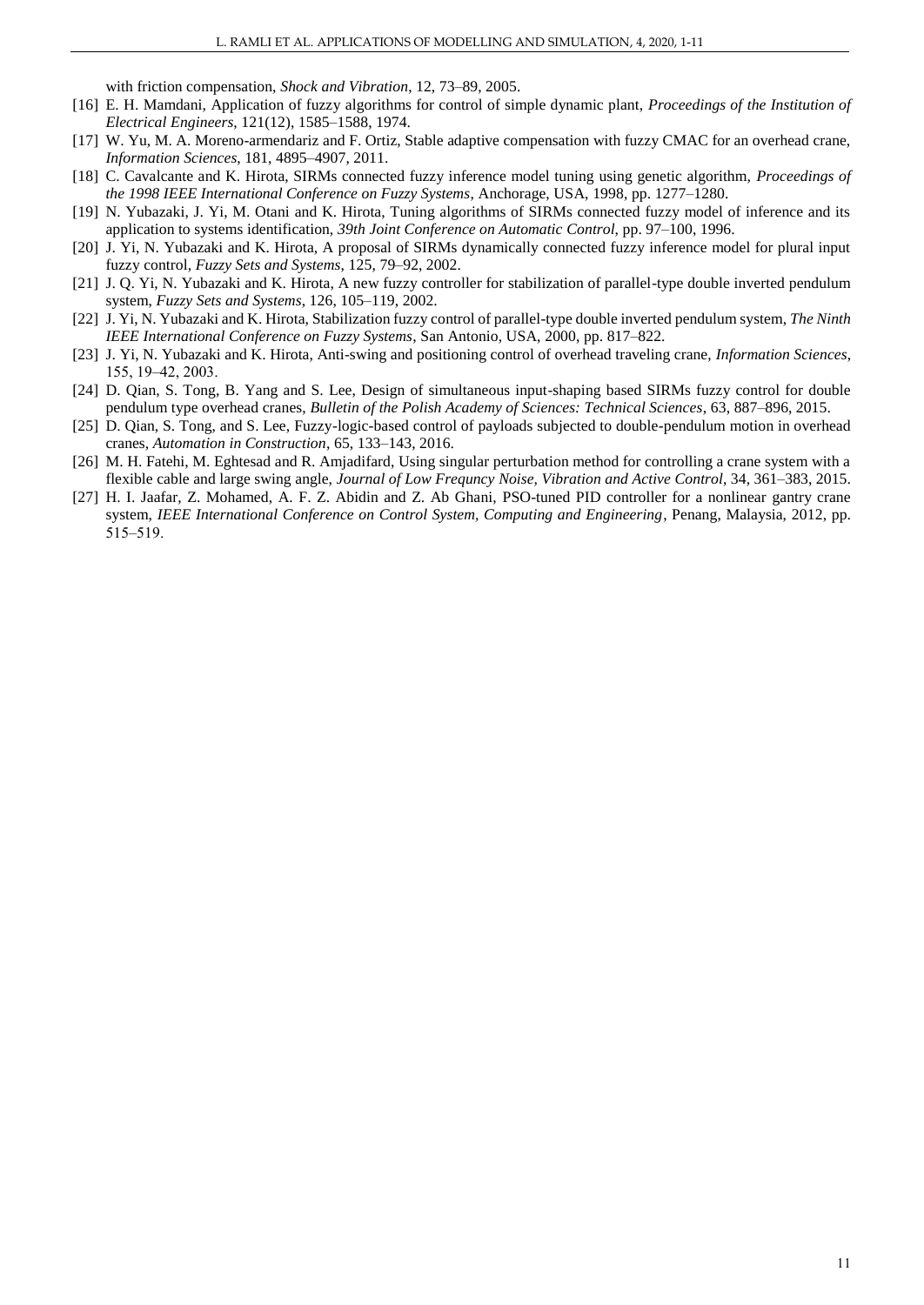with friction compensation, *Shock and Vibration*, 12, 73–89, 2005.

[16] E. H. Mamdani, Application of fuzzy algorithms for control of simple dynamic plant, *Proceedings of the Institution of Electrical Engineers*, 121(12), 1585–1588, 1974.

[17] W. Yu, M. A. Moreno-armendariz and F. Ortiz, Stable adaptive compensation with fuzzy CMAC for an overhead crane, *Information Sciences*, 181, 4895–4907, 2011.

[18] C. Cavalcante and K. Hirota, SIRMs connected fuzzy inference model tuning using genetic algorithm, *Proceedings of the 1998 IEEE International Conference on Fuzzy Systems*, Anchorage, USA, 1998, pp. 1277–1280.

[19] N. Yubazaki, J. Yi, M. Otani and K. Hirota, Tuning algorithms of SIRMs connected fuzzy model of inference and its application to systems identification, *39th Joint Conference on Automatic Control*, pp. 97–100, 1996.

[20] J. Yi, N. Yubazaki and K. Hirota, A proposal of SIRMs dynamically connected fuzzy inference model for plural input fuzzy control, *Fuzzy Sets and Systems*, 125, 79–92, 2002.

[21] J. Q. Yi, N. Yubazaki and K. Hirota, A new fuzzy controller for stabilization of parallel-type double inverted pendulum system, *Fuzzy Sets and Systems*, 126, 105–119, 2002.

[22] J. Yi, N. Yubazaki and K. Hirota, Stabilization fuzzy control of parallel-type double inverted pendulum system, *The Ninth IEEE International Conference on Fuzzy Systems*, San Antonio, USA, 2000, pp. 817–822.

[23] J. Yi, N. Yubazaki and K. Hirota, Anti-swing and positioning control of overhead traveling crane, *Information Sciences*, 155, 19–42, 2003.

[24] D. Qian, S. Tong, B. Yang and S. Lee, Design of simultaneous input-shaping based SIRMs fuzzy control for double pendulum type overhead cranes, *Bulletin of the Polish Academy of Sciences: Technical Sciences*, 63, 887–896, 2015.

[25] D. Qian, S. Tong, and S. Lee, Fuzzy-logic-based control of payloads subjected to double-pendulum motion in overhead cranes, *Automation in Construction*, 65, 133–143, 2016.

[26] M. H. Fatehi, M. Eghtesad and R. Amjadifard, Using singular perturbation method for controlling a crane system with a flexible cable and large swing angle, *Journal of Low Frequncy Noise, Vibration and Active Control*, 34, 361–383, 2015.

[27] H. I. Jaafar, Z. Mohamed, A. F. Z. Abidin and Z. Ab Ghani, PSO-tuned PID controller for a nonlinear gantry crane system, *IEEE International Conference on Control System, Computing and Engineering*, Penang, Malaysia, 2012, pp. 515–519.